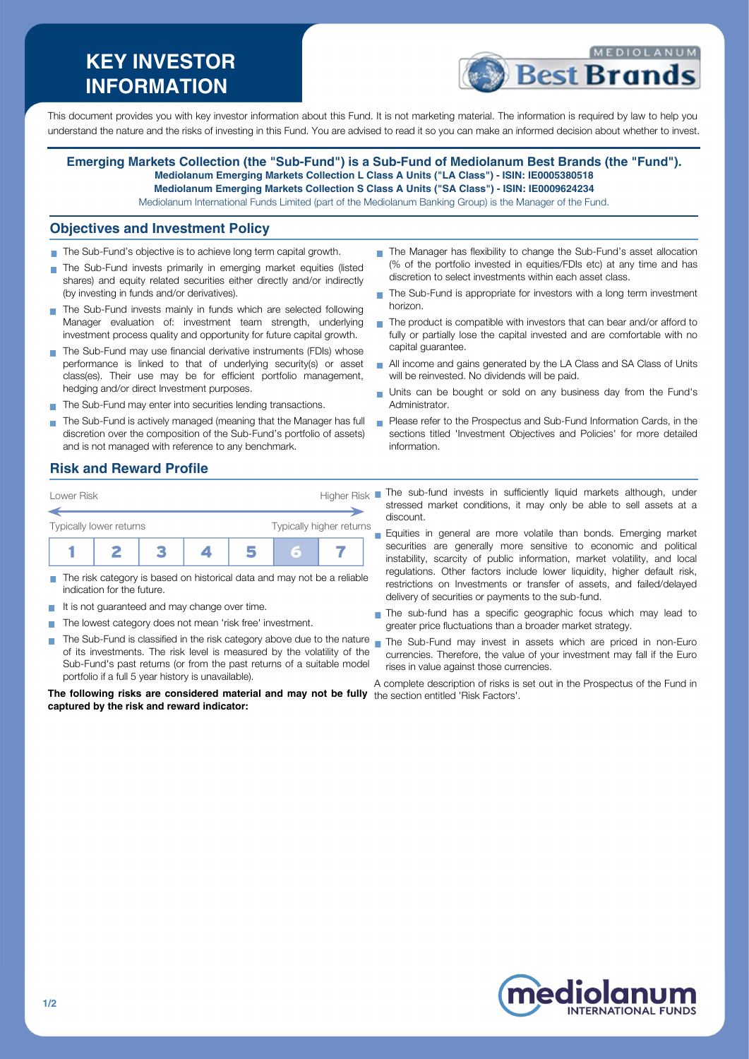# KEY INVESTOR INFORMATION

MEDIOLANUM Best Brands

This document provides you with key investor information about this Fund. It is not marketing material. The information is required by law to help you understand the nature and the risks of investing in this Fund. You are advised to read it so you can make an informed decision about whether to invest.

**Emerging Markets Collection (the "Sub-Fund") is a Sub-Fund of Mediolanum Best Brands (the "Fund").**
**Mediolanum Emerging Markets Collection L Class A Units ("LA Class") - ISIN: IE0005380518**
**Mediolanum Emerging Markets Collection S Class A Units ("SA Class") - ISIN: IE0009624234**
Mediolanum International Funds Limited (part of the Mediolanum Banking Group) is the Manager of the Fund.

## Objectives and Investment Policy

- The Sub-Fund's objective is to achieve long term capital growth.
- The Sub-Fund invests primarily in emerging market equities (listed shares) and equity related securities either directly and/or indirectly (by investing in funds and/or derivatives).
- The Sub-Fund invests mainly in funds which are selected following Manager evaluation of: investment team strength, underlying investment process quality and opportunity for future capital growth.
- The Sub-Fund may use financial derivative instruments (FDIs) whose performance is linked to that of underlying security(s) or asset class(es). Their use may be for efficient portfolio management, hedging and/or direct Investment purposes.
- The Sub-Fund may enter into securities lending transactions.
- The Sub-Fund is actively managed (meaning that the Manager has full discretion over the composition of the Sub-Fund's portfolio of assets) and is not managed with reference to any benchmark.
- The Manager has flexibility to change the Sub-Fund's asset allocation (% of the portfolio invested in equities/FDIs etc) at any time and has discretion to select investments within each asset class.
- The Sub-Fund is appropriate for investors with a long term investment horizon.
- The product is compatible with investors that can bear and/or afford to fully or partially lose the capital invested and are comfortable with no capital guarantee.
- All income and gains generated by the LA Class and SA Class of Units will be reinvested. No dividends will be paid.
- Units can be bought or sold on any business day from the Fund's Administrator.
- Please refer to the Prospectus and Sub-Fund Information Cards, in the sections titled 'Investment Objectives and Policies' for more detailed information.

## Risk and Reward Profile

Lower Risk — Higher Risk

Typically lower returns — Typically higher returns

| 1 | 2 | 3 | 4 | 5 | **6** | 7 |
|---|---|---|---|---|---|---|

- The risk category is based on historical data and may not be a reliable indication for the future.
- It is not guaranteed and may change over time.
- The lowest category does not mean 'risk free' investment.
- The Sub-Fund is classified in the risk category above due to the nature of its investments. The risk level is measured by the volatility of the Sub-Fund's past returns (or from the past returns of a suitable model portfolio if a full 5 year history is unavailable).

**The following risks are considered material and may not be fully captured by the risk and reward indicator:**

- The sub-fund invests in sufficiently liquid markets although, under stressed market conditions, it may only be able to sell assets at a discount.
- Equities in general are more volatile than bonds. Emerging market securities are generally more sensitive to economic and political instability, scarcity of public information, market volatility, and local regulations. Other factors include lower liquidity, higher default risk, restrictions on Investments or transfer of assets, and failed/delayed delivery of securities or payments to the sub-fund.
- The sub-fund has a specific geographic focus which may lead to greater price fluctuations than a broader market strategy.
- The Sub-Fund may invest in assets which are priced in non-Euro currencies. Therefore, the value of your investment may fall if the Euro rises in value against those currencies.

A complete description of risks is set out in the Prospectus of the Fund in the section entitled 'Risk Factors'.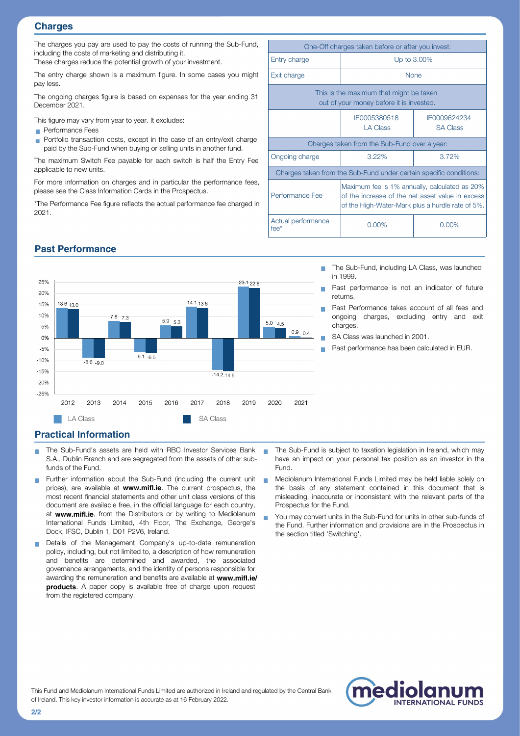## Charges

The charges you pay are used to pay the costs of running the Sub-Fund, including the costs of marketing and distributing it.
These charges reduce the potential growth of your investment.

The entry charge shown is a maximum figure. In some cases you might pay less.

The ongoing charges figure is based on expenses for the year ending 31 December 2021.

This figure may vary from year to year. It excludes:

- Performance Fees
- Portfolio transaction costs, except in the case of an entry/exit charge paid by the Sub-Fund when buying or selling units in another fund.

The maximum Switch Fee payable for each switch is half the Entry Fee applicable to new units.

For more information on charges and in particular the performance fees, please see the Class Information Cards in the Prospectus.

*The Performance Fee figure reflects the actual performance fee charged in 2021.

| One-Off charges taken before or after you invest: | | |
|---|---|---|
| Entry charge | Up to 3.00% | |
| Exit charge | None | |
| This is the maximum that might be taken out of your money before it is invested. | | |
| | IE0005380518 LA Class | IE0009624234 SA Class |
| Charges taken from the Sub-Fund over a year: | | |
| Ongoing charge | 3.22% | 3.72% |
| Charges taken from the Sub-Fund under certain specific conditions: | | |
| Performance Fee | Maximum fee is 1% annually, calculated as 20% of the increase of the net asset value in excess of the High-Water-Mark plus a hurdle rate of 5%. | |
| Actual performance fee* | 0.00% | 0.00% |

## Past Performance

25%
20%
15%
10%
5%
0%
-5%
-10%
-15%
-20%
-25%

2012: 13.6 13.0
2013: -8.6 -9.0
2014: 7.8 7.3
2015: -6.1 -6.5
2016: 5.9 5.3
2017: 14.1 13.6
2018: -14.2 -14.6
2019: 23.1 22.6
2020: 5.0 4.5
2021: 0.9 0.4

LA Class
SA Class

- The Sub-Fund, including LA Class, was launched in 1999.
- Past performance is not an indicator of future returns.
- Past Performance takes account of all fees and ongoing charges, excluding entry and exit charges.
- SA Class was launched in 2001.
- Past performance has been calculated in EUR.

## Practical Information

- The Sub-Fund's assets are held with RBC Investor Services Bank S.A., Dublin Branch and are segregated from the assets of other sub-funds of the Fund.
- Further information about the Sub-Fund (including the current unit prices), are available at **www.mifl.ie**. The current prospectus, the most recent financial statements and other unit class versions of this document are available free, in the official language for each country, at **www.mifl.ie**, from the Distributors or by writing to Mediolanum International Funds Limited, 4th Floor, The Exchange, George's Dock, IFSC, Dublin 1, D01 P2V6, Ireland.
- Details of the Management Company's up-to-date remuneration policy, including, but not limited to, a description of how remuneration and benefits are determined and awarded, the associated governance arrangements, and the identity of persons responsible for awarding the remuneration and benefits are available at **www.mifl.ie/products**. A paper copy is available free of charge upon request from the registered company.
- The Sub-Fund is subject to taxation legislation in Ireland, which may have an impact on your personal tax position as an investor in the Fund.
- Mediolanum International Funds Limited may be held liable solely on the basis of any statement contained in this document that is misleading, inaccurate or inconsistent with the relevant parts of the Prospectus for the Fund.
- You may convert units in the Sub-Fund for units in other sub-funds of the Fund. Further information and provisions are in the Prospectus in the section titled 'Switching'.

This Fund and Mediolanum International Funds Limited are authorized in Ireland and regulated by the Central Bank of Ireland. This key investor information is accurate as at 16 February 2022.